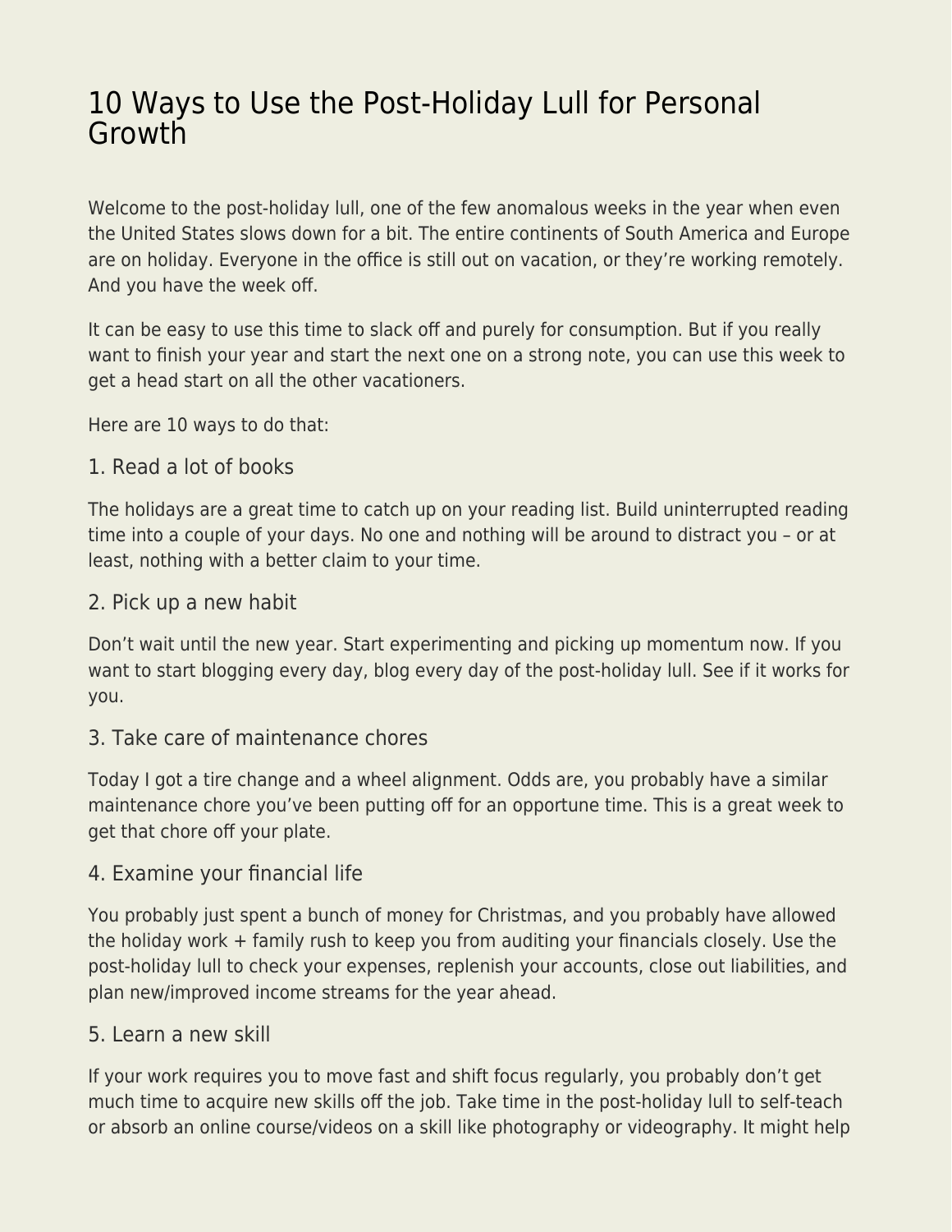# 10 Ways to Use the Post-Holiday Lull for Personal Growth

Welcome to the post-holiday lull, one of the few anomalous weeks in the year when even the United States slows down for a bit. The entire continents of South America and Europe are on holiday. Everyone in the office is still out on vacation, or they're working remotely. And you have the week off.

It can be easy to use this time to slack off and purely for consumption. But if you really want to finish your year and start the next one on a strong note, you can use this week to get a head start on all the other vacationers.

Here are 10 ways to do that:

## 1. Read a lot of books

The holidays are a great time to catch up on your reading list. Build uninterrupted reading time into a couple of your days. No one and nothing will be around to distract you – or at least, nothing with a better claim to your time.

## 2. Pick up a new habit

Don't wait until the new year. Start experimenting and picking up momentum now. If you want to start blogging every day, blog every day of the post-holiday lull. See if it works for you.

## 3. Take care of maintenance chores

Today I got a tire change and a wheel alignment. Odds are, you probably have a similar maintenance chore you've been putting off for an opportune time. This is a great week to get that chore off your plate.

## 4. Examine your financial life

You probably just spent a bunch of money for Christmas, and you probably have allowed the holiday work + family rush to keep you from auditing your financials closely. Use the post-holiday lull to check your expenses, replenish your accounts, close out liabilities, and plan new/improved income streams for the year ahead.

## 5. Learn a new skill

If your work requires you to move fast and shift focus regularly, you probably don't get much time to acquire new skills off the job. Take time in the post-holiday lull to self-teach or absorb an online course/videos on a skill like photography or videography. It might help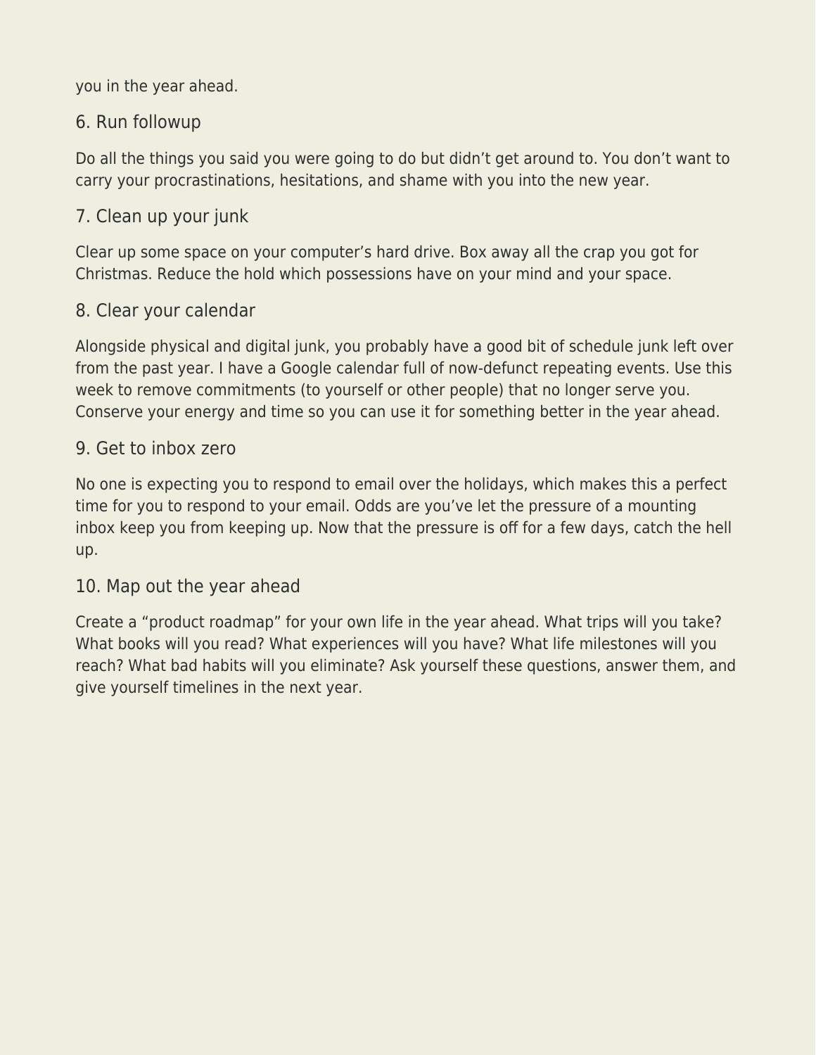you in the year ahead.

### 6. Run followup

Do all the things you said you were going to do but didn't get around to. You don't want to carry your procrastinations, hesitations, and shame with you into the new year.

### 7. Clean up your junk

Clear up some space on your computer's hard drive. Box away all the crap you got for Christmas. Reduce the hold which possessions have on your mind and your space.

### 8. Clear your calendar

Alongside physical and digital junk, you probably have a good bit of schedule junk left over from the past year. I have a Google calendar full of now-defunct repeating events. Use this week to remove commitments (to yourself or other people) that no longer serve you. Conserve your energy and time so you can use it for something better in the year ahead.

### 9. Get to inbox zero

No one is expecting you to respond to email over the holidays, which makes this a perfect time for you to respond to your email. Odds are you've let the pressure of a mounting inbox keep you from keeping up. Now that the pressure is off for a few days, catch the hell up.

### 10. Map out the year ahead

Create a "product roadmap" for your own life in the year ahead. What trips will you take? What books will you read? What experiences will you have? What life milestones will you reach? What bad habits will you eliminate? Ask yourself these questions, answer them, and give yourself timelines in the next year.